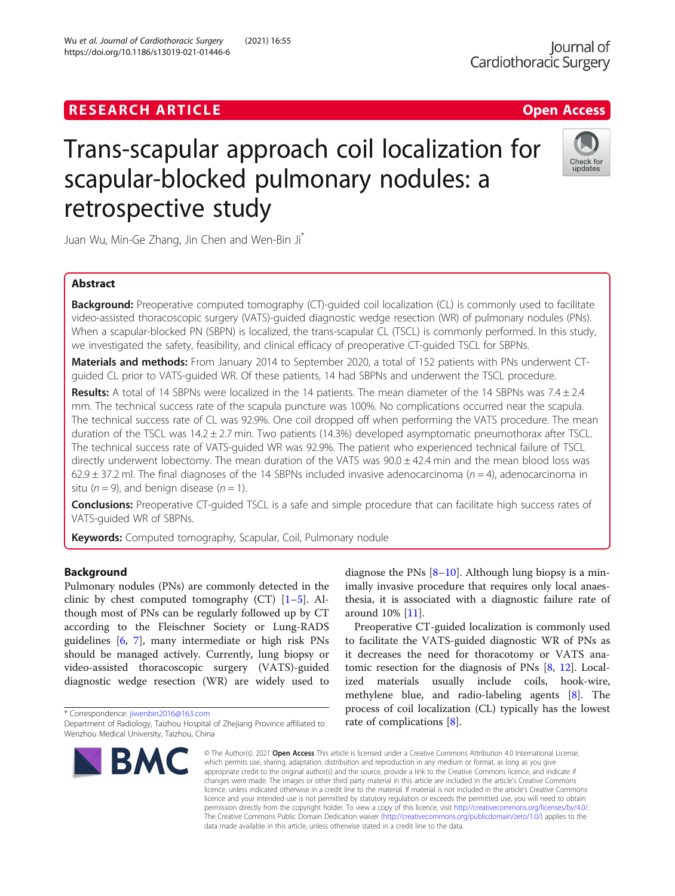RESEARCH ARTICLE

Open Access

# Trans-scapular approach coil localization for scapular-blocked pulmonary nodules: a retrospective study

Juan Wu, Min-Ge Zhang, Jin Chen and Wen-Bin Ji*

## Abstract

**Background:** Preoperative computed tomography (CT)-guided coil localization (CL) is commonly used to facilitate video-assisted thoracoscopic surgery (VATS)-guided diagnostic wedge resection (WR) of pulmonary nodules (PNs). When a scapular-blocked PN (SBPN) is localized, the trans-scapular CL (TSCL) is commonly performed. In this study, we investigated the safety, feasibility, and clinical efficacy of preoperative CT-guided TSCL for SBPNs.

**Materials and methods:** From January 2014 to September 2020, a total of 152 patients with PNs underwent CT-guided CL prior to VATS-guided WR. Of these patients, 14 had SBPNs and underwent the TSCL procedure.

**Results:** A total of 14 SBPNs were localized in the 14 patients. The mean diameter of the 14 SBPNs was 7.4 ± 2.4 mm. The technical success rate of the scapula puncture was 100%. No complications occurred near the scapula. The technical success rate of CL was 92.9%. One coil dropped off when performing the VATS procedure. The mean duration of the TSCL was 14.2 ± 2.7 min. Two patients (14.3%) developed asymptomatic pneumothorax after TSCL. The technical success rate of VATS-guided WR was 92.9%. The patient who experienced technical failure of TSCL directly underwent lobectomy. The mean duration of the VATS was 90.0 ± 42.4 min and the mean blood loss was 62.9 ± 37.2 ml. The final diagnoses of the 14 SBPNs included invasive adenocarcinoma ($n = 4$), adenocarcinoma in situ ($n = 9$), and benign disease ($n = 1$).

**Conclusions:** Preoperative CT-guided TSCL is a safe and simple procedure that can facilitate high success rates of VATS-guided WR of SBPNs.

**Keywords:** Computed tomography, Scapular, Coil, Pulmonary nodule

## Background

Pulmonary nodules (PNs) are commonly detected in the clinic by chest computed tomography (CT) [1–5]. Although most of PNs can be regularly followed up by CT according to the Fleischner Society or Lung-RADS guidelines [6, 7], many intermediate or high risk PNs should be managed actively. Currently, lung biopsy or video-assisted thoracoscopic surgery (VATS)-guided diagnostic wedge resection (WR) are widely used to diagnose the PNs [8–10]. Although lung biopsy is a minimally invasive procedure that requires only local anaesthesia, it is associated with a diagnostic failure rate of around 10% [11].

Preoperative CT-guided localization is commonly used to facilitate the VATS-guided diagnostic WR of PNs as it decreases the need for thoracotomy or VATS anatomic resection for the diagnosis of PNs [8, 12]. Localized materials usually include coils, hook-wire, methylene blue, and radio-labeling agents [8]. The process of coil localization (CL) typically has the lowest rate of complications [8].

* Correspondence: jiwenbin2016@163.com
Department of Radiology, Taizhou Hospital of Zhejiang Province affiliated to Wenzhou Medical University, Taizhou, China

© The Author(s). 2021 **Open Access** This article is licensed under a Creative Commons Attribution 4.0 International License, which permits use, sharing, adaptation, distribution and reproduction in any medium or format, as long as you give appropriate credit to the original author(s) and the source, provide a link to the Creative Commons licence, and indicate if changes were made. The images or other third party material in this article are included in the article's Creative Commons licence, unless indicated otherwise in a credit line to the material. If material is not included in the article's Creative Commons licence and your intended use is not permitted by statutory regulation or exceeds the permitted use, you will need to obtain permission directly from the copyright holder. To view a copy of this licence, visit http://creativecommons.org/licenses/by/4.0/. The Creative Commons Public Domain Dedication waiver (http://creativecommons.org/publicdomain/zero/1.0/) applies to the data made available in this article, unless otherwise stated in a credit line to the data.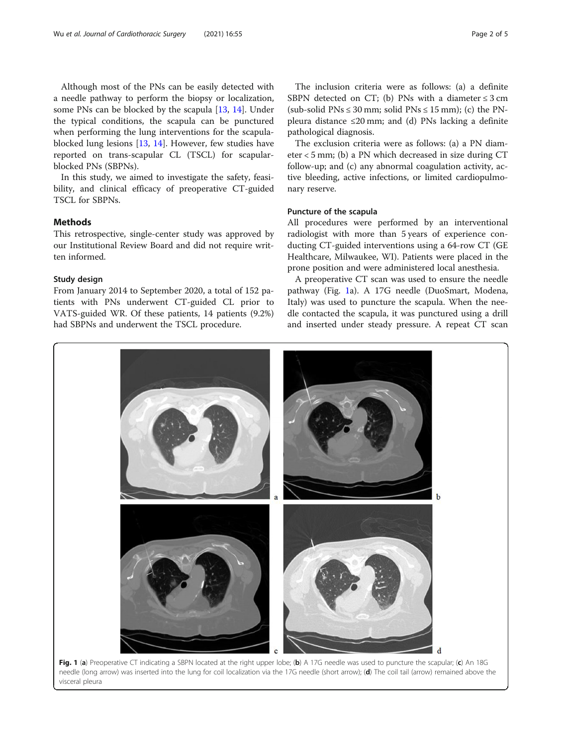Although most of the PNs can be easily detected with a needle pathway to perform the biopsy or localization, some PNs can be blocked by the scapula [13, 14]. Under the typical conditions, the scapula can be punctured when performing the lung interventions for the scapula-blocked lung lesions [13, 14]. However, few studies have reported on trans-scapular CL (TSCL) for scapular-blocked PNs (SBPNs).

In this study, we aimed to investigate the safety, feasibility, and clinical efficacy of preoperative CT-guided TSCL for SBPNs.

## Methods

This retrospective, single-center study was approved by our Institutional Review Board and did not require written informed.

### Study design

From January 2014 to September 2020, a total of 152 patients with PNs underwent CT-guided CL prior to VATS-guided WR. Of these patients, 14 patients (9.2%) had SBPNs and underwent the TSCL procedure.

The inclusion criteria were as follows: (a) a definite SBPN detected on CT; (b) PNs with a diameter ≤ 3 cm (sub-solid PNs ≤ 30 mm; solid PNs ≤ 15 mm); (c) the PN-pleura distance ≤20 mm; and (d) PNs lacking a definite pathological diagnosis.

The exclusion criteria were as follows: (a) a PN diameter < 5 mm; (b) a PN which decreased in size during CT follow-up; and (c) any abnormal coagulation activity, active bleeding, active infections, or limited cardiopulmonary reserve.

### Puncture of the scapula

All procedures were performed by an interventional radiologist with more than 5 years of experience conducting CT-guided interventions using a 64-row CT (GE Healthcare, Milwaukee, WI). Patients were placed in the prone position and were administered local anesthesia.

A preoperative CT scan was used to ensure the needle pathway (Fig. 1a). A 17G needle (DuoSmart, Modena, Italy) was used to puncture the scapula. When the needle contacted the scapula, it was punctured using a drill and inserted under steady pressure. A repeat CT scan

**Fig. 1** (**a**) Preoperative CT indicating a SBPN located at the right upper lobe; (**b**) A 17G needle was used to puncture the scapular; (**c**) An 18G needle (long arrow) was inserted into the lung for coil localization via the 17G needle (short arrow); (**d**) The coil tail (arrow) remained above the visceral pleura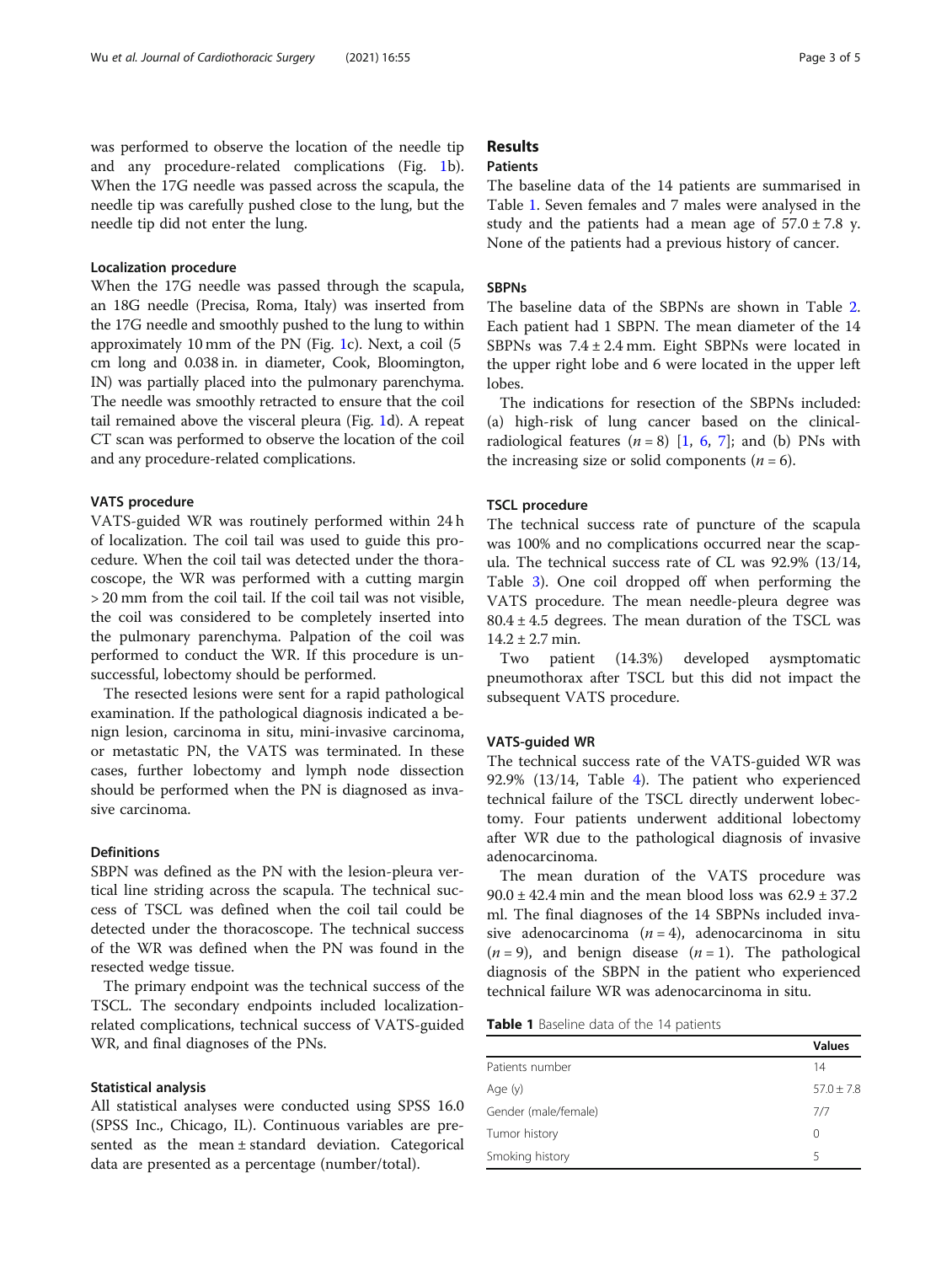was performed to observe the location of the needle tip and any procedure-related complications (Fig. 1b). When the 17G needle was passed across the scapula, the needle tip was carefully pushed close to the lung, but the needle tip did not enter the lung.

### Localization procedure

When the 17G needle was passed through the scapula, an 18G needle (Precisa, Roma, Italy) was inserted from the 17G needle and smoothly pushed to the lung to within approximately 10 mm of the PN (Fig. 1c). Next, a coil (5 cm long and 0.038 in. in diameter, Cook, Bloomington, IN) was partially placed into the pulmonary parenchyma. The needle was smoothly retracted to ensure that the coil tail remained above the visceral pleura (Fig. 1d). A repeat CT scan was performed to observe the location of the coil and any procedure-related complications.

### VATS procedure

VATS-guided WR was routinely performed within 24 h of localization. The coil tail was used to guide this procedure. When the coil tail was detected under the thoracoscope, the WR was performed with a cutting margin > 20 mm from the coil tail. If the coil tail was not visible, the coil was considered to be completely inserted into the pulmonary parenchyma. Palpation of the coil was performed to conduct the WR. If this procedure is unsuccessful, lobectomy should be performed.

The resected lesions were sent for a rapid pathological examination. If the pathological diagnosis indicated a benign lesion, carcinoma in situ, mini-invasive carcinoma, or metastatic PN, the VATS was terminated. In these cases, further lobectomy and lymph node dissection should be performed when the PN is diagnosed as invasive carcinoma.

### Definitions

SBPN was defined as the PN with the lesion-pleura vertical line striding across the scapula. The technical success of TSCL was defined when the coil tail could be detected under the thoracoscope. The technical success of the WR was defined when the PN was found in the resected wedge tissue.

The primary endpoint was the technical success of the TSCL. The secondary endpoints included localization-related complications, technical success of VATS-guided WR, and final diagnoses of the PNs.

### Statistical analysis

All statistical analyses were conducted using SPSS 16.0 (SPSS Inc., Chicago, IL). Continuous variables are presented as the mean ± standard deviation. Categorical data are presented as a percentage (number/total).

## Results

### Patients

The baseline data of the 14 patients are summarised in Table 1. Seven females and 7 males were analysed in the study and the patients had a mean age of 57.0 ± 7.8 y. None of the patients had a previous history of cancer.

### SBPNs

The baseline data of the SBPNs are shown in Table 2. Each patient had 1 SBPN. The mean diameter of the 14 SBPNs was 7.4 ± 2.4 mm. Eight SBPNs were located in the upper right lobe and 6 were located in the upper left lobes.

The indications for resection of the SBPNs included: (a) high-risk of lung cancer based on the clinical-radiological features ($n = 8$) [1, 6, 7]; and (b) PNs with the increasing size or solid components ($n = 6$).

### TSCL procedure

The technical success rate of puncture of the scapula was 100% and no complications occurred near the scapula. The technical success rate of CL was 92.9% (13/14, Table 3). One coil dropped off when performing the VATS procedure. The mean needle-pleura degree was 80.4 ± 4.5 degrees. The mean duration of the TSCL was 14.2 ± 2.7 min.

Two patient (14.3%) developed aysmptomatic pneumothorax after TSCL but this did not impact the subsequent VATS procedure.

### VATS-guided WR

The technical success rate of the VATS-guided WR was 92.9% (13/14, Table 4). The patient who experienced technical failure of the TSCL directly underwent lobectomy. Four patients underwent additional lobectomy after WR due to the pathological diagnosis of invasive adenocarcinoma.

The mean duration of the VATS procedure was 90.0 ± 42.4 min and the mean blood loss was 62.9 ± 37.2 ml. The final diagnoses of the 14 SBPNs included invasive adenocarcinoma ($n = 4$), adenocarcinoma in situ ($n = 9$), and benign disease ($n = 1$). The pathological diagnosis of the SBPN in the patient who experienced technical failure WR was adenocarcinoma in situ.

**Table 1** Baseline data of the 14 patients

| | Values |
|---|---|
| Patients number | 14 |
| Age (y) | 57.0 ± 7.8 |
| Gender (male/female) | 7/7 |
| Tumor history | 0 |
| Smoking history | 5 |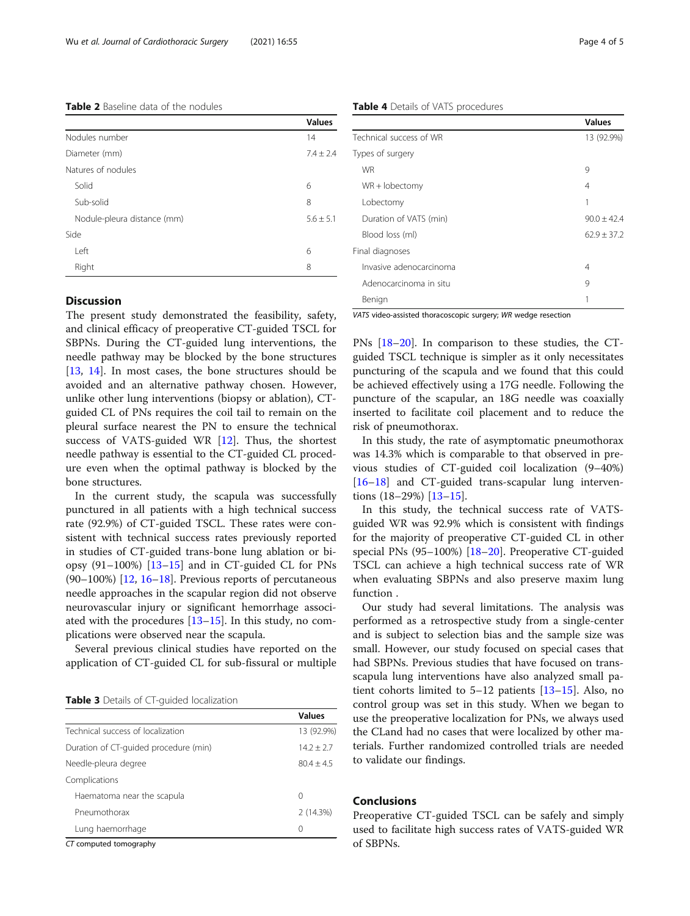**Table 2** Baseline data of the nodules

| | Values |
|---|---|
| Nodules number | 14 |
| Diameter (mm) | 7.4 ± 2.4 |
| Natures of nodules | |
| Solid | 6 |
| Sub-solid | 8 |
| Nodule-pleura distance (mm) | 5.6 ± 5.1 |
| Side | |
| Left | 6 |
| Right | 8 |

## Discussion

The present study demonstrated the feasibility, safety, and clinical efficacy of preoperative CT-guided TSCL for SBPNs. During the CT-guided lung interventions, the needle pathway may be blocked by the bone structures [13, 14]. In most cases, the bone structures should be avoided and an alternative pathway chosen. However, unlike other lung interventions (biopsy or ablation), CT-guided CL of PNs requires the coil tail to remain on the pleural surface nearest the PN to ensure the technical success of VATS-guided WR [12]. Thus, the shortest needle pathway is essential to the CT-guided CL procedure even when the optimal pathway is blocked by the bone structures.

In the current study, the scapula was successfully punctured in all patients with a high technical success rate (92.9%) of CT-guided TSCL. These rates were consistent with technical success rates previously reported in studies of CT-guided trans-bone lung ablation or biopsy (91–100%) [13–15] and in CT-guided CL for PNs (90–100%) [12, 16–18]. Previous reports of percutaneous needle approaches in the scapular region did not observe neurovascular injury or significant hemorrhage associated with the procedures [13–15]. In this study, no complications were observed near the scapula.

Several previous clinical studies have reported on the application of CT-guided CL for sub-fissural or multiple PNs [18–20]. In comparison to these studies, the CT-guided TSCL technique is simpler as it only necessitates puncturing of the scapula and we found that this could be achieved effectively using a 17G needle. Following the puncture of the scapular, an 18G needle was coaxially inserted to facilitate coil placement and to reduce the risk of pneumothorax.

In this study, the rate of asymptomatic pneumothorax was 14.3% which is comparable to that observed in previous studies of CT-guided coil localization (9–40%) [16–18] and CT-guided trans-scapular lung interventions (18–29%) [13–15].

In this study, the technical success rate of VATS-guided WR was 92.9% which is consistent with findings for the majority of preoperative CT-guided CL in other special PNs (95–100%) [18–20]. Preoperative CT-guided TSCL can achieve a high technical success rate of WR when evaluating SBPNs and also preserve maxim lung function .

Our study had several limitations. The analysis was performed as a retrospective study from a single-center and is subject to selection bias and the sample size was small. However, our study focused on special cases that had SBPNs. Previous studies that have focused on trans-scapula lung interventions have also analyzed small patient cohorts limited to 5–12 patients [13–15]. Also, no control group was set in this study. When we began to use the preoperative localization for PNs, we always used the CLand had no cases that were localized by other materials. Further randomized controlled trials are needed to validate our findings.

**Table 3** Details of CT-guided localization

| | Values |
|---|---|
| Technical success of localization | 13 (92.9%) |
| Duration of CT-guided procedure (min) | 14.2 ± 2.7 |
| Needle-pleura degree | 80.4 ± 4.5 |
| Complications | |
| Haematoma near the scapula | 0 |
| Pneumothorax | 2 (14.3%) |
| Lung haemorrhage | 0 |

*CT* computed tomography

**Table 4** Details of VATS procedures

| | Values |
|---|---|
| Technical success of WR | 13 (92.9%) |
| Types of surgery | |
| WR | 9 |
| WR + lobectomy | 4 |
| Lobectomy | 1 |
| Duration of VATS (min) | 90.0 ± 42.4 |
| Blood loss (ml) | 62.9 ± 37.2 |
| Final diagnoses | |
| Invasive adenocarcinoma | 4 |
| Adenocarcinoma in situ | 9 |
| Benign | 1 |

*VATS* video-assisted thoracoscopic surgery; *WR* wedge resection

## Conclusions

Preoperative CT-guided TSCL can be safely and simply used to facilitate high success rates of VATS-guided WR of SBPNs.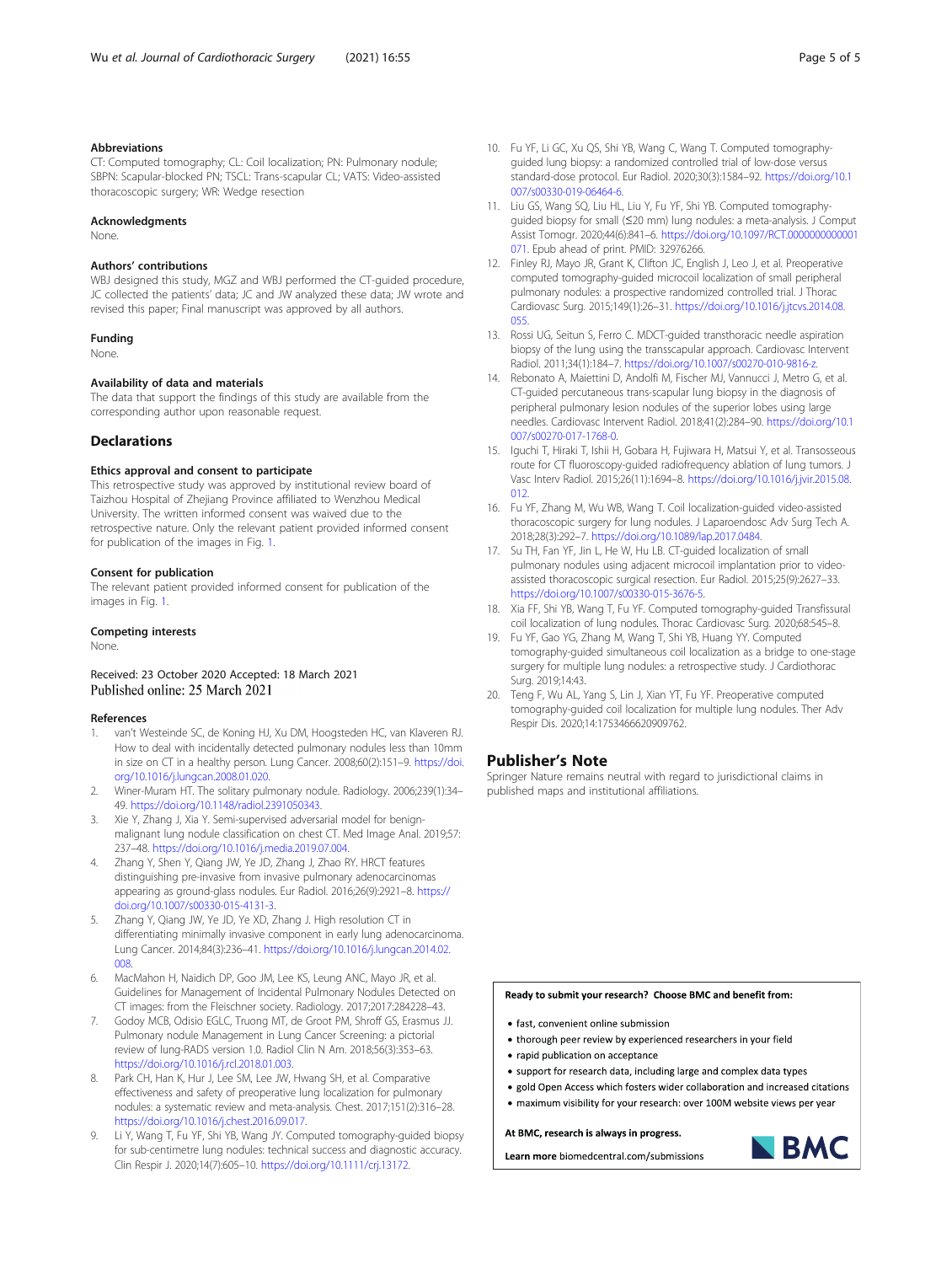### Abbreviations

CT: Computed tomography; CL: Coil localization; PN: Pulmonary nodule; SBPN: Scapular-blocked PN; TSCL: Trans-scapular CL; VATS: Video-assisted thoracoscopic surgery; WR: Wedge resection

### Acknowledgments

None.

### Authors' contributions

WBJ designed this study, MGZ and WBJ performed the CT-guided procedure, JC collected the patients' data; JC and JW analyzed these data; JW wrote and revised this paper; Final manuscript was approved by all authors.

### Funding

None.

### Availability of data and materials

The data that support the findings of this study are available from the corresponding author upon reasonable request.

## Declarations

### Ethics approval and consent to participate

This retrospective study was approved by institutional review board of Taizhou Hospital of Zhejiang Province affiliated to Wenzhou Medical University. The written informed consent was waived due to the retrospective nature. Only the relevant patient provided informed consent for publication of the images in Fig. 1.

### Consent for publication

The relevant patient provided informed consent for publication of the images in Fig. 1.

### Competing interests

None.

Received: 23 October 2020 Accepted: 18 March 2021
Published online: 25 March 2021

### References

1. van't Westeinde SC, de Koning HJ, Xu DM, Hoogsteden HC, van Klaveren RJ. How to deal with incidentally detected pulmonary nodules less than 10mm in size on CT in a healthy person. Lung Cancer. 2008;60(2):151–9. https://doi.org/10.1016/j.lungcan.2008.01.020.
2. Winer-Muram HT. The solitary pulmonary nodule. Radiology. 2006;239(1):34–49. https://doi.org/10.1148/radiol.2391050343.
3. Xie Y, Zhang J, Xia Y. Semi-supervised adversarial model for benign-malignant lung nodule classification on chest CT. Med Image Anal. 2019;57:237–48. https://doi.org/10.1016/j.media.2019.07.004.
4. Zhang Y, Shen Y, Qiang JW, Ye JD, Zhang J, Zhao RY. HRCT features distinguishing pre-invasive from invasive pulmonary adenocarcinomas appearing as ground-glass nodules. Eur Radiol. 2016;26(9):2921–8. https://doi.org/10.1007/s00330-015-4131-3.
5. Zhang Y, Qiang JW, Ye JD, Ye XD, Zhang J. High resolution CT in differentiating minimally invasive component in early lung adenocarcinoma. Lung Cancer. 2014;84(3):236–41. https://doi.org/10.1016/j.lungcan.2014.02.008.
6. MacMahon H, Naidich DP, Goo JM, Lee KS, Leung ANC, Mayo JR, et al. Guidelines for Management of Incidental Pulmonary Nodules Detected on CT images: from the Fleischner society. Radiology. 2017;2017:284228–43.
7. Godoy MCB, Odisio EGLC, Truong MT, de Groot PM, Shroff GS, Erasmus JJ. Pulmonary nodule Management in Lung Cancer Screening: a pictorial review of lung-RADS version 1.0. Radiol Clin N Am. 2018;56(3):353–63. https://doi.org/10.1016/j.rcl.2018.01.003.
8. Park CH, Han K, Hur J, Lee SM, Lee JW, Hwang SH, et al. Comparative effectiveness and safety of preoperative lung localization for pulmonary nodules: a systematic review and meta-analysis. Chest. 2017;151(2):316–28. https://doi.org/10.1016/j.chest.2016.09.017.
9. Li Y, Wang T, Fu YF, Shi YB, Wang JY. Computed tomography-guided biopsy for sub-centimetre lung nodules: technical success and diagnostic accuracy. Clin Respir J. 2020;14(7):605–10. https://doi.org/10.1111/crj.13172.
10. Fu YF, Li GC, Xu QS, Shi YB, Wang C, Wang T. Computed tomography-guided lung biopsy: a randomized controlled trial of low-dose versus standard-dose protocol. Eur Radiol. 2020;30(3):1584–92. https://doi.org/10.1007/s00330-019-06464-6.
11. Liu GS, Wang SQ, Liu HL, Liu Y, Fu YF, Shi YB. Computed tomography-guided biopsy for small (≤20 mm) lung nodules: a meta-analysis. J Comput Assist Tomogr. 2020;44(6):841–6. https://doi.org/10.1097/RCT.0000000000001071. Epub ahead of print. PMID: 32976266.
12. Finley RJ, Mayo JR, Grant K, Clifton JC, English J, Leo J, et al. Preoperative computed tomography-guided microcoil localization of small peripheral pulmonary nodules: a prospective randomized controlled trial. J Thorac Cardiovasc Surg. 2015;149(1):26–31. https://doi.org/10.1016/j.jtcvs.2014.08.055.
13. Rossi UG, Seitun S, Ferro C. MDCT-guided transthoracic needle aspiration biopsy of the lung using the transscapular approach. Cardiovasc Intervent Radiol. 2011;34(1):184–7. https://doi.org/10.1007/s00270-010-9816-z.
14. Rebonato A, Maiettini D, Andolfi M, Fischer MJ, Vannucci J, Metro G, et al. CT-guided percutaneous trans-scapular lung biopsy in the diagnosis of peripheral pulmonary lesion nodules of the superior lobes using large needles. Cardiovasc Intervent Radiol. 2018;41(2):284–90. https://doi.org/10.1007/s00270-017-1768-0.
15. Iguchi T, Hiraki T, Ishii H, Gobara H, Fujiwara H, Matsui Y, et al. Transosseous route for CT fluoroscopy-guided radiofrequency ablation of lung tumors. J Vasc Interv Radiol. 2015;26(11):1694–8. https://doi.org/10.1016/j.jvir.2015.08.012.
16. Fu YF, Zhang M, Wu WB, Wang T. Coil localization-guided video-assisted thoracoscopic surgery for lung nodules. J Laparoendosc Adv Surg Tech A. 2018;28(3):292–7. https://doi.org/10.1089/lap.2017.0484.
17. Su TH, Fan YF, Jin L, He W, Hu LB. CT-guided localization of small pulmonary nodules using adjacent microcoil implantation prior to video-assisted thoracoscopic surgical resection. Eur Radiol. 2015;25(9):2627–33. https://doi.org/10.1007/s00330-015-3676-5.
18. Xia FF, Shi YB, Wang T, Fu YF. Computed tomography-guided Transfissural coil localization of lung nodules. Thorac Cardiovasc Surg. 2020;68:545–8.
19. Fu YF, Gao YG, Zhang M, Wang T, Shi YB, Huang YY. Computed tomography-guided simultaneous coil localization as a bridge to one-stage surgery for multiple lung nodules: a retrospective study. J Cardiothorac Surg. 2019;14:43.
20. Teng F, Wu AL, Yang S, Lin J, Xian YT, Fu YF. Preoperative computed tomography-guided coil localization for multiple lung nodules. Ther Adv Respir Dis. 2020;14:1753466620909762.

## Publisher's Note

Springer Nature remains neutral with regard to jurisdictional claims in published maps and institutional affiliations.

**Ready to submit your research? Choose BMC and benefit from:**

- fast, convenient online submission
- thorough peer review by experienced researchers in your field
- rapid publication on acceptance
- support for research data, including large and complex data types
- gold Open Access which fosters wider collaboration and increased citations
- maximum visibility for your research: over 100M website views per year

**At BMC, research is always in progress.**

**Learn more** biomedcentral.com/submissions

BMC